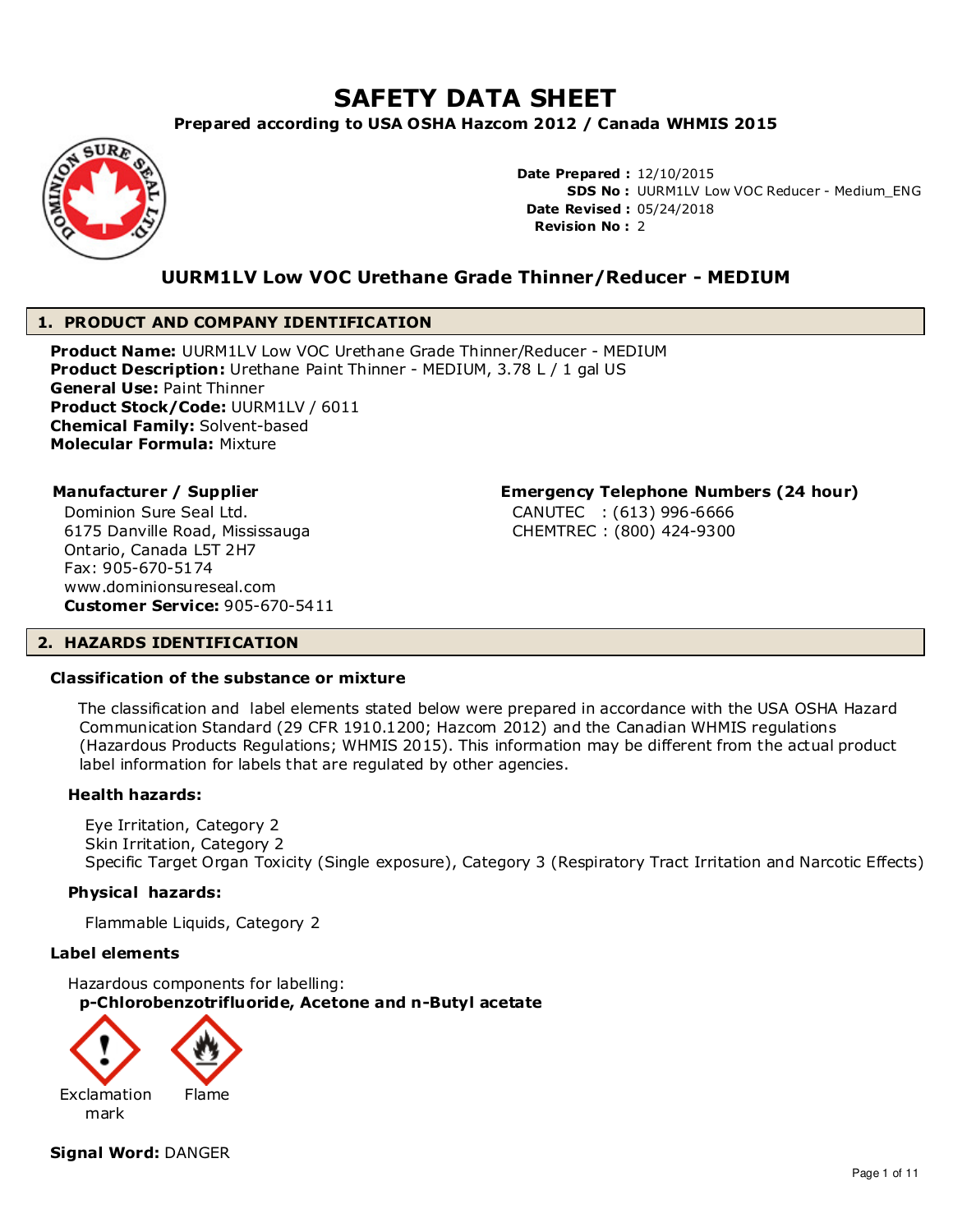# SAFETY DATA SHEET

**Prepared according to USA OSHA Hazcom 2012 / Canada WHMIS 2015**

**Date Prepared :** 12/10/2015
**SDS No :** UURM1LV Low VOC Reducer - Medium_ENG
**Date Revised :** 05/24/2018
**Revision No :** 2

## UURM1LV Low VOC Urethane Grade Thinner/Reducer - MEDIUM

## 1. PRODUCT AND COMPANY IDENTIFICATION

**Product Name:** UURM1LV Low VOC Urethane Grade Thinner/Reducer - MEDIUM
**Product Description:** Urethane Paint Thinner - MEDIUM, 3.78 L / 1 gal US
**General Use:** Paint Thinner
**Product Stock/Code:** UURM1LV / 6011
**Chemical Family:** Solvent-based
**Molecular Formula:** Mixture

**Manufacturer / Supplier**

Dominion Sure Seal Ltd.
6175 Danville Road, Mississauga
Ontario, Canada L5T 2H7
Fax: 905-670-5174
www.dominionsureseal.com
**Customer Service:** 905-670-5411

**Emergency Telephone Numbers (24 hour)**

CANUTEC : (613) 996-6666
CHEMTREC : (800) 424-9300

## 2. HAZARDS IDENTIFICATION

### Classification of the substance or mixture

The classification and label elements stated below were prepared in accordance with the USA OSHA Hazard Communication Standard (29 CFR 1910.1200; Hazcom 2012) and the Canadian WHMIS regulations (Hazardous Products Regulations; WHMIS 2015). This information may be different from the actual product label information for labels that are regulated by other agencies.

#### Health hazards:

Eye Irritation, Category 2
Skin Irritation, Category 2
Specific Target Organ Toxicity (Single exposure), Category 3 (Respiratory Tract Irritation and Narcotic Effects)

#### Physical hazards:

Flammable Liquids, Category 2

### Label elements

Hazardous components for labelling:
**p-Chlorobenzotrifluoride, Acetone and n-Butyl acetate**

Exclamation mark    Flame

**Signal Word:** DANGER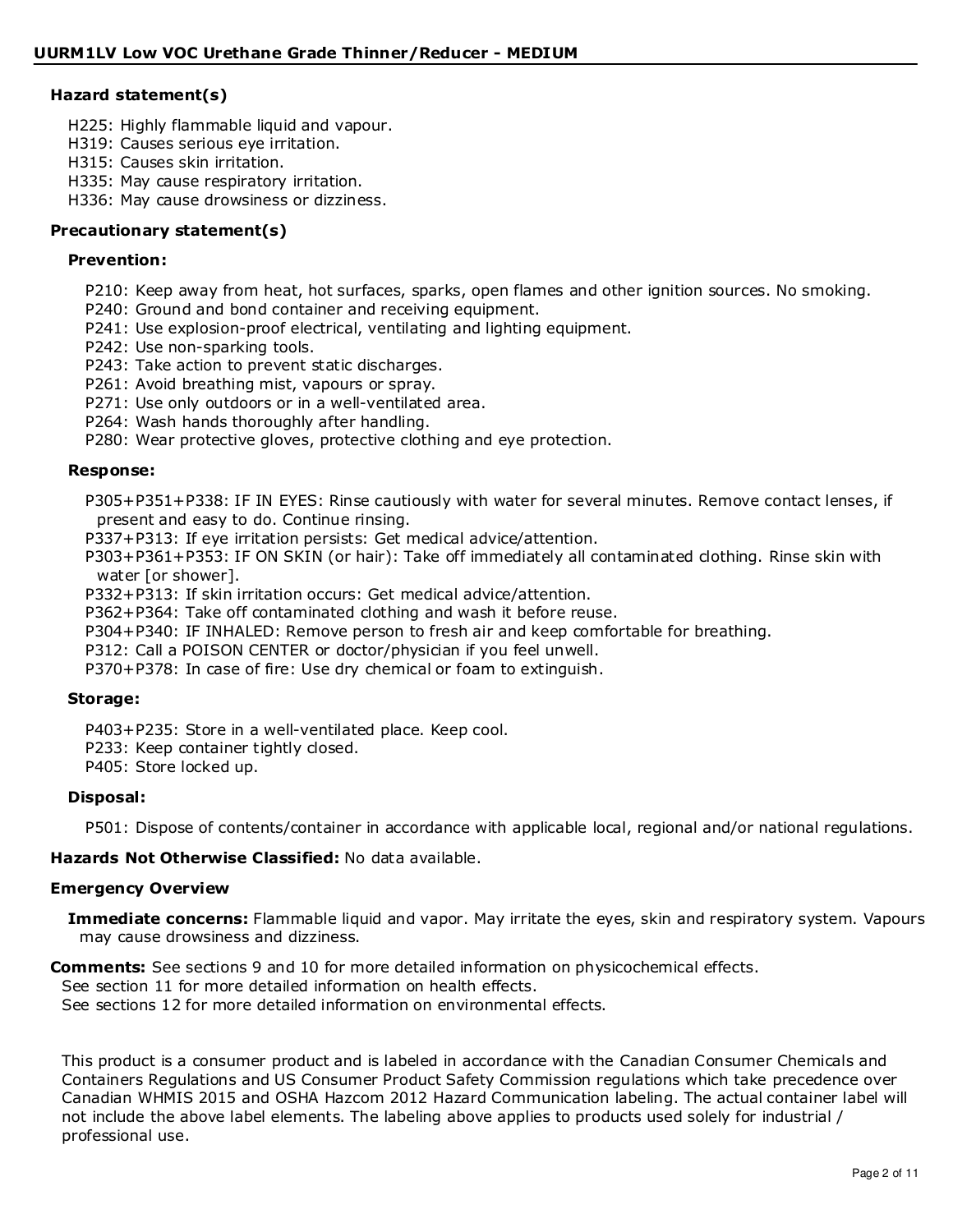#### Hazard statement(s)

H225: Highly flammable liquid and vapour.
H319: Causes serious eye irritation.
H315: Causes skin irritation.
H335: May cause respiratory irritation.
H336: May cause drowsiness or dizziness.

#### Precautionary statement(s)

**Prevention:**

P210: Keep away from heat, hot surfaces, sparks, open flames and other ignition sources. No smoking.
P240: Ground and bond container and receiving equipment.
P241: Use explosion-proof electrical, ventilating and lighting equipment.
P242: Use non-sparking tools.
P243: Take action to prevent static discharges.
P261: Avoid breathing mist, vapours or spray.
P271: Use only outdoors or in a well-ventilated area.
P264: Wash hands thoroughly after handling.
P280: Wear protective gloves, protective clothing and eye protection.

**Response:**

P305+P351+P338: IF IN EYES: Rinse cautiously with water for several minutes. Remove contact lenses, if present and easy to do. Continue rinsing.
P337+P313: If eye irritation persists: Get medical advice/attention.
P303+P361+P353: IF ON SKIN (or hair): Take off immediately all contaminated clothing. Rinse skin with water [or shower].
P332+P313: If skin irritation occurs: Get medical advice/attention.
P362+P364: Take off contaminated clothing and wash it before reuse.
P304+P340: IF INHALED: Remove person to fresh air and keep comfortable for breathing.
P312: Call a POISON CENTER or doctor/physician if you feel unwell.
P370+P378: In case of fire: Use dry chemical or foam to extinguish.

**Storage:**

P403+P235: Store in a well-ventilated place. Keep cool.
P233: Keep container tightly closed.
P405: Store locked up.

**Disposal:**

P501: Dispose of contents/container in accordance with applicable local, regional and/or national regulations.

**Hazards Not Otherwise Classified:** No data available.

#### Emergency Overview

**Immediate concerns:** Flammable liquid and vapor. May irritate the eyes, skin and respiratory system. Vapours may cause drowsiness and dizziness.

**Comments:** See sections 9 and 10 for more detailed information on physicochemical effects.
See section 11 for more detailed information on health effects.
See sections 12 for more detailed information on environmental effects.

This product is a consumer product and is labeled in accordance with the Canadian Consumer Chemicals and Containers Regulations and US Consumer Product Safety Commission regulations which take precedence over Canadian WHMIS 2015 and OSHA Hazcom 2012 Hazard Communication labeling. The actual container label will not include the above label elements. The labeling above applies to products used solely for industrial / professional use.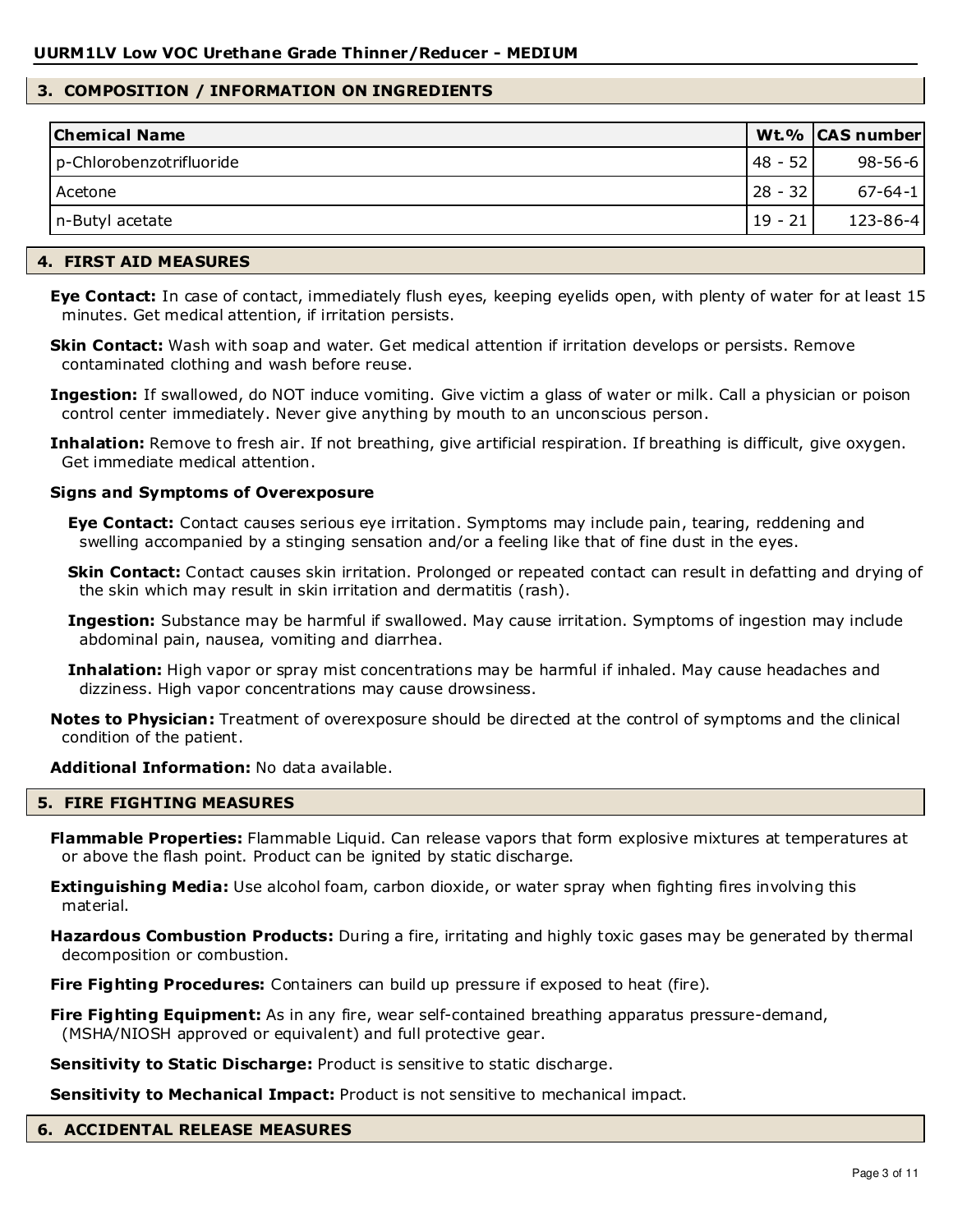## 3. COMPOSITION / INFORMATION ON INGREDIENTS

| Chemical Name | Wt.% | CAS number |
|---|---|---|
| p-Chlorobenzotrifluoride | 48 - 52 | 98-56-6 |
| Acetone | 28 - 32 | 67-64-1 |
| n-Butyl acetate | 19 - 21 | 123-86-4 |

## 4. FIRST AID MEASURES

**Eye Contact:** In case of contact, immediately flush eyes, keeping eyelids open, with plenty of water for at least 15 minutes. Get medical attention, if irritation persists.

**Skin Contact:** Wash with soap and water. Get medical attention if irritation develops or persists. Remove contaminated clothing and wash before reuse.

**Ingestion:** If swallowed, do NOT induce vomiting. Give victim a glass of water or milk. Call a physician or poison control center immediately. Never give anything by mouth to an unconscious person.

**Inhalation:** Remove to fresh air. If not breathing, give artificial respiration. If breathing is difficult, give oxygen. Get immediate medical attention.

**Signs and Symptoms of Overexposure**

**Eye Contact:** Contact causes serious eye irritation. Symptoms may include pain, tearing, reddening and swelling accompanied by a stinging sensation and/or a feeling like that of fine dust in the eyes.

**Skin Contact:** Contact causes skin irritation. Prolonged or repeated contact can result in defatting and drying of the skin which may result in skin irritation and dermatitis (rash).

**Ingestion:** Substance may be harmful if swallowed. May cause irritation. Symptoms of ingestion may include abdominal pain, nausea, vomiting and diarrhea.

**Inhalation:** High vapor or spray mist concentrations may be harmful if inhaled. May cause headaches and dizziness. High vapor concentrations may cause drowsiness.

**Notes to Physician:** Treatment of overexposure should be directed at the control of symptoms and the clinical condition of the patient.

**Additional Information:** No data available.

## 5. FIRE FIGHTING MEASURES

**Flammable Properties:** Flammable Liquid. Can release vapors that form explosive mixtures at temperatures at or above the flash point. Product can be ignited by static discharge.

**Extinguishing Media:** Use alcohol foam, carbon dioxide, or water spray when fighting fires involving this material.

**Hazardous Combustion Products:** During a fire, irritating and highly toxic gases may be generated by thermal decomposition or combustion.

**Fire Fighting Procedures:** Containers can build up pressure if exposed to heat (fire).

**Fire Fighting Equipment:** As in any fire, wear self-contained breathing apparatus pressure-demand, (MSHA/NIOSH approved or equivalent) and full protective gear.

**Sensitivity to Static Discharge:** Product is sensitive to static discharge.

**Sensitivity to Mechanical Impact:** Product is not sensitive to mechanical impact.

## 6. ACCIDENTAL RELEASE MEASURES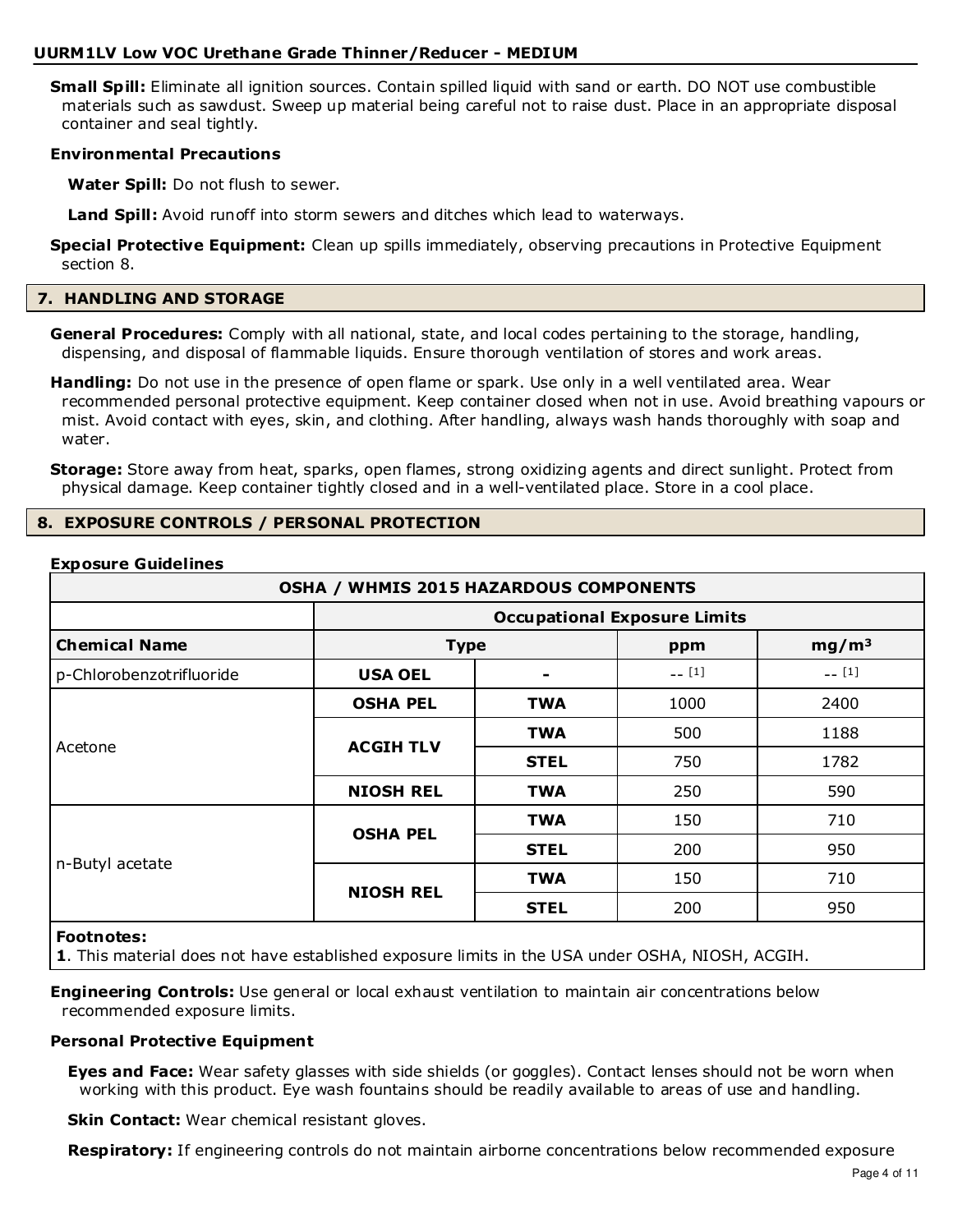**Small Spill:** Eliminate all ignition sources. Contain spilled liquid with sand or earth. DO NOT use combustible materials such as sawdust. Sweep up material being careful not to raise dust. Place in an appropriate disposal container and seal tightly.

**Environmental Precautions**

**Water Spill:** Do not flush to sewer.

**Land Spill:** Avoid runoff into storm sewers and ditches which lead to waterways.

**Special Protective Equipment:** Clean up spills immediately, observing precautions in Protective Equipment section 8.

## 7. HANDLING AND STORAGE

**General Procedures:** Comply with all national, state, and local codes pertaining to the storage, handling, dispensing, and disposal of flammable liquids. Ensure thorough ventilation of stores and work areas.

**Handling:** Do not use in the presence of open flame or spark. Use only in a well ventilated area. Wear recommended personal protective equipment. Keep container closed when not in use. Avoid breathing vapours or mist. Avoid contact with eyes, skin, and clothing. After handling, always wash hands thoroughly with soap and water.

**Storage:** Store away from heat, sparks, open flames, strong oxidizing agents and direct sunlight. Protect from physical damage. Keep container tightly closed and in a well-ventilated place. Store in a cool place.

## 8. EXPOSURE CONTROLS / PERSONAL PROTECTION

**Exposure Guidelines**

| OSHA / WHMIS 2015 HAZARDOUS COMPONENTS | | | | |
|---|---|---|---|---|
| | Occupational Exposure Limits | | | |
| **Chemical Name** | **Type** | | **ppm** | **mg/m³** |
| p-Chlorobenzotrifluoride | **USA OEL** | - | -- [1] | -- [1] |
| Acetone | **OSHA PEL** | **TWA** | 1000 | 2400 |
| | **ACGIH TLV** | **TWA** | 500 | 1188 |
| | | **STEL** | 750 | 1782 |
| | **NIOSH REL** | **TWA** | 250 | 590 |
| n-Butyl acetate | **OSHA PEL** | **TWA** | 150 | 710 |
| | | **STEL** | 200 | 950 |
| | **NIOSH REL** | **TWA** | 150 | 710 |
| | | **STEL** | 200 | 950 |

**Footnotes:**
**1**. This material does not have established exposure limits in the USA under OSHA, NIOSH, ACGIH.

**Engineering Controls:** Use general or local exhaust ventilation to maintain air concentrations below recommended exposure limits.

**Personal Protective Equipment**

**Eyes and Face:** Wear safety glasses with side shields (or goggles). Contact lenses should not be worn when working with this product. Eye wash fountains should be readily available to areas of use and handling.

**Skin Contact:** Wear chemical resistant gloves.

**Respiratory:** If engineering controls do not maintain airborne concentrations below recommended exposure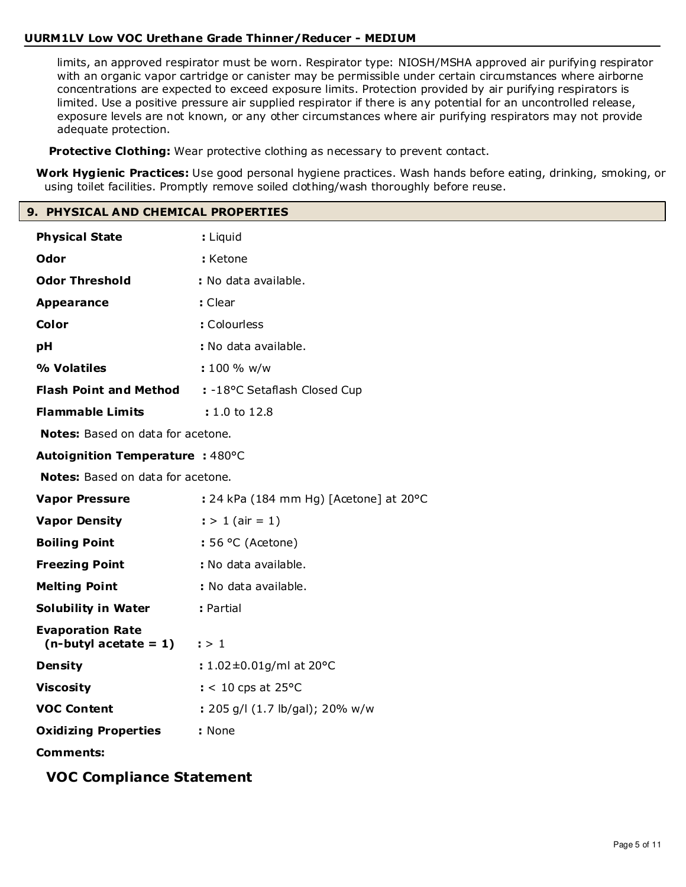limits, an approved respirator must be worn. Respirator type: NIOSH/MSHA approved air purifying respirator with an organic vapor cartridge or canister may be permissible under certain circumstances where airborne concentrations are expected to exceed exposure limits. Protection provided by air purifying respirators is limited. Use a positive pressure air supplied respirator if there is any potential for an uncontrolled release, exposure levels are not known, or any other circumstances where air purifying respirators may not provide adequate protection.

**Protective Clothing:** Wear protective clothing as necessary to prevent contact.

**Work Hygienic Practices:** Use good personal hygiene practices. Wash hands before eating, drinking, smoking, or using toilet facilities. Promptly remove soiled clothing/wash thoroughly before reuse.

## 9. PHYSICAL AND CHEMICAL PROPERTIES

**Physical State** : Liquid

**Odor** : Ketone

**Odor Threshold** : No data available.

**Appearance** : Clear

**Color** : Colourless

**pH** : No data available.

**% Volatiles** : 100 % w/w

**Flash Point and Method** : -18°C Setaflash Closed Cup

**Flammable Limits** : 1.0 to 12.8

**Notes:** Based on data for acetone.

**Autoignition Temperature** : 480°C

**Notes:** Based on data for acetone.

**Vapor Pressure** : 24 kPa (184 mm Hg) [Acetone] at 20°C

**Vapor Density** : > 1 (air = 1)

**Boiling Point** : 56 °C (Acetone)

**Freezing Point** : No data available.

**Melting Point** : No data available.

**Solubility in Water** : Partial

**Evaporation Rate (n-butyl acetate = 1)** : > 1

**Density** : 1.02±0.01g/ml at 20°C

**Viscosity** : < 10 cps at 25°C

**VOC Content** : 205 g/l (1.7 lb/gal); 20% w/w

**Oxidizing Properties** : None

**Comments:**

### VOC Compliance Statement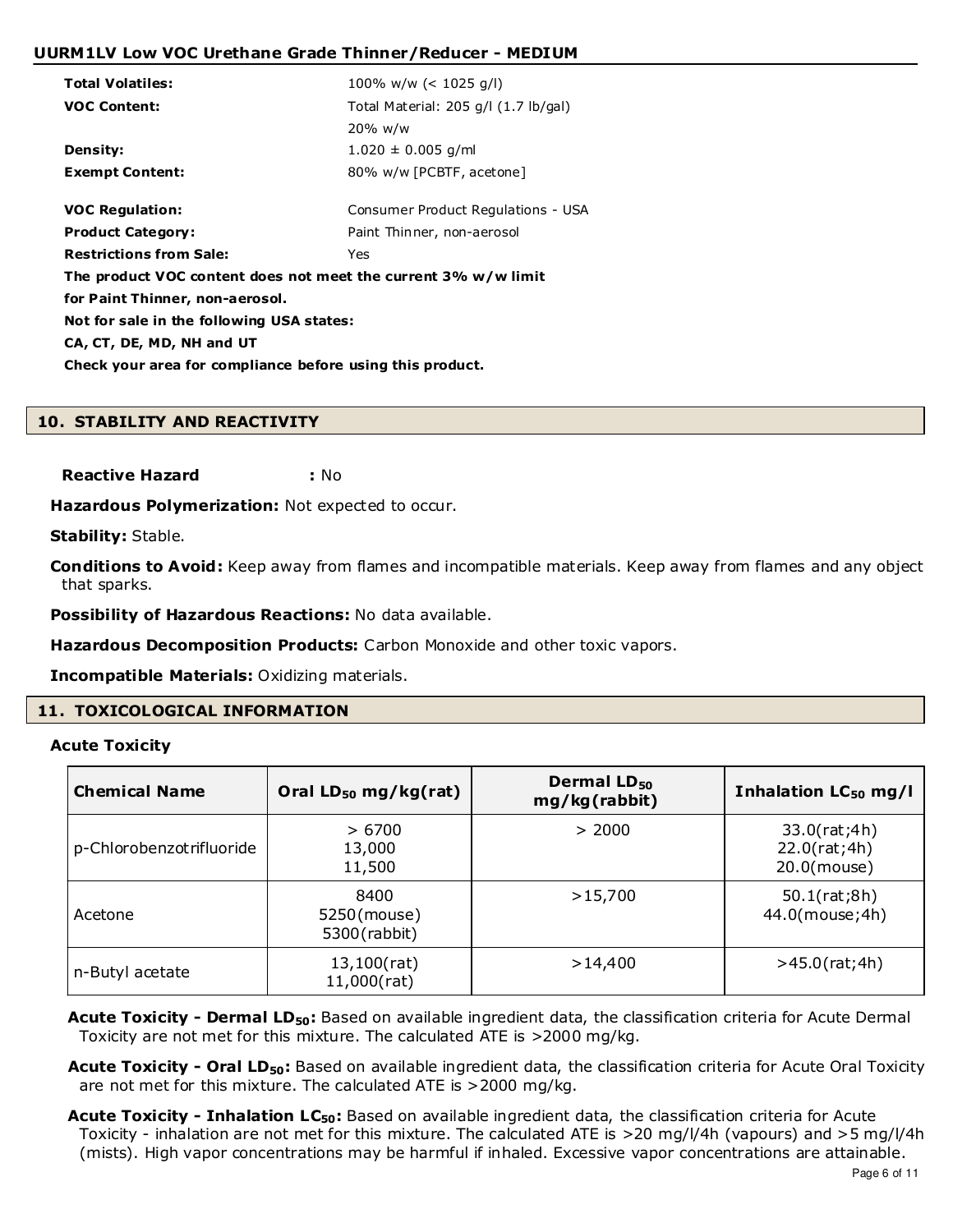| | |
|---|---|
| **Total Volatiles:** | 100% w/w (< 1025 g/l) |
| **VOC Content:** | Total Material: 205 g/l (1.7 lb/gal) |
| | 20% w/w |
| **Density:** | 1.020 ± 0.005 g/ml |
| **Exempt Content:** | 80% w/w [PCBTF, acetone] |
| **VOC Regulation:** | Consumer Product Regulations - USA |
| **Product Category:** | Paint Thinner, non-aerosol |
| **Restrictions from Sale:** | Yes |

**The product VOC content does not meet the current 3% w/w limit for Paint Thinner, non-aerosol.**

**Not for sale in the following USA states:**

**CA, CT, DE, MD, NH and UT**

**Check your area for compliance before using this product.**

## 10. STABILITY AND REACTIVITY

**Reactive Hazard** : No

**Hazardous Polymerization:** Not expected to occur.

**Stability:** Stable.

**Conditions to Avoid:** Keep away from flames and incompatible materials. Keep away from flames and any object that sparks.

**Possibility of Hazardous Reactions:** No data available.

**Hazardous Decomposition Products:** Carbon Monoxide and other toxic vapors.

**Incompatible Materials:** Oxidizing materials.

## 11. TOXICOLOGICAL INFORMATION

### Acute Toxicity

| Chemical Name | Oral $LD_{50}$ mg/kg(rat) | Dermal $LD_{50}$ mg/kg(rabbit) | Inhalation $LC_{50}$ mg/l |
|---|---|---|---|
| p-Chlorobenzotrifluoride | > 6700<br>13,000<br>11,500 | > 2000 | 33.0(rat;4h)<br>22.0(rat;4h)<br>20.0(mouse) |
| Acetone | 8400<br>5250(mouse)<br>5300(rabbit) | >15,700 | 50.1(rat;8h)<br>44.0(mouse;4h) |
| n-Butyl acetate | 13,100(rat)<br>11,000(rat) | >14,400 | >45.0(rat;4h) |

**Acute Toxicity - Dermal $LD_{50}$:** Based on available ingredient data, the classification criteria for Acute Dermal Toxicity are not met for this mixture. The calculated ATE is >2000 mg/kg.

**Acute Toxicity - Oral $LD_{50}$:** Based on available ingredient data, the classification criteria for Acute Oral Toxicity are not met for this mixture. The calculated ATE is >2000 mg/kg.

**Acute Toxicity - Inhalation $LC_{50}$:** Based on available ingredient data, the classification criteria for Acute Toxicity - inhalation are not met for this mixture. The calculated ATE is >20 mg/l/4h (vapours) and >5 mg/l/4h (mists). High vapor concentrations may be harmful if inhaled. Excessive vapor concentrations are attainable.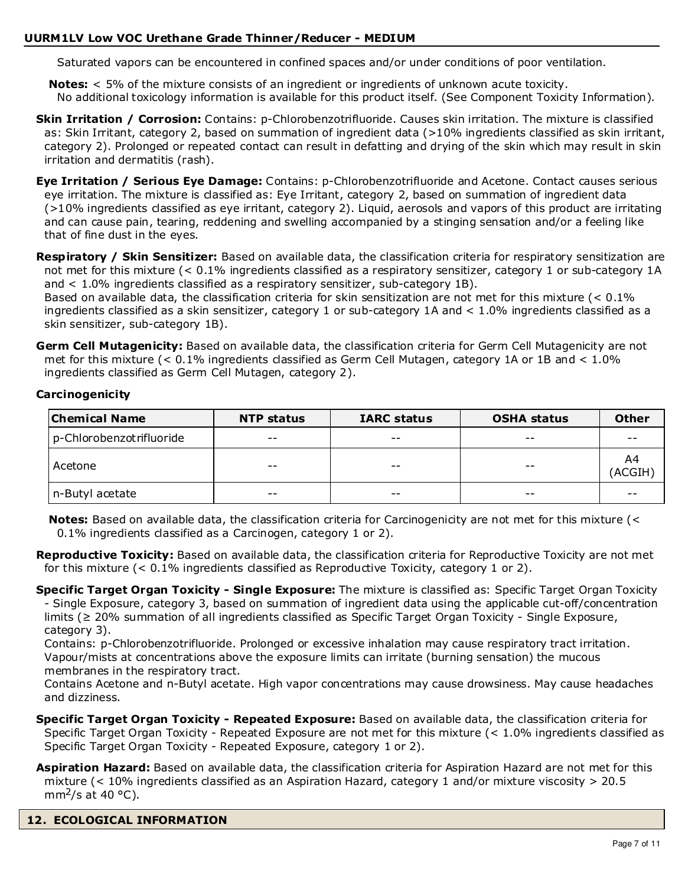Saturated vapors can be encountered in confined spaces and/or under conditions of poor ventilation.

**Notes:** < 5% of the mixture consists of an ingredient or ingredients of unknown acute toxicity. No additional toxicology information is available for this product itself. (See Component Toxicity Information).

**Skin Irritation / Corrosion:** Contains: p-Chlorobenzotrifluoride. Causes skin irritation. The mixture is classified as: Skin Irritant, category 2, based on summation of ingredient data (>10% ingredients classified as skin irritant, category 2). Prolonged or repeated contact can result in defatting and drying of the skin which may result in skin irritation and dermatitis (rash).

**Eye Irritation / Serious Eye Damage:** Contains: p-Chlorobenzotrifluoride and Acetone. Contact causes serious eye irritation. The mixture is classified as: Eye Irritant, category 2, based on summation of ingredient data (>10% ingredients classified as eye irritant, category 2). Liquid, aerosols and vapors of this product are irritating and can cause pain, tearing, reddening and swelling accompanied by a stinging sensation and/or a feeling like that of fine dust in the eyes.

**Respiratory / Skin Sensitizer:** Based on available data, the classification criteria for respiratory sensitization are not met for this mixture (< 0.1% ingredients classified as a respiratory sensitizer, category 1 or sub-category 1A and < 1.0% ingredients classified as a respiratory sensitizer, sub-category 1B).
Based on available data, the classification criteria for skin sensitization are not met for this mixture (< 0.1% ingredients classified as a skin sensitizer, category 1 or sub-category 1A and < 1.0% ingredients classified as a skin sensitizer, sub-category 1B).

**Germ Cell Mutagenicity:** Based on available data, the classification criteria for Germ Cell Mutagenicity are not met for this mixture (< 0.1% ingredients classified as Germ Cell Mutagen, category 1A or 1B and < 1.0% ingredients classified as Germ Cell Mutagen, category 2).

**Carcinogenicity**

| Chemical Name | NTP status | IARC status | OSHA status | Other |
|---|---|---|---|---|
| p-Chlorobenzotrifluoride | -- | -- | -- | -- |
| Acetone | -- | -- | -- | A4 (ACGIH) |
| n-Butyl acetate | -- | -- | -- | -- |

**Notes:** Based on available data, the classification criteria for Carcinogenicity are not met for this mixture (< 0.1% ingredients classified as a Carcinogen, category 1 or 2).

**Reproductive Toxicity:** Based on available data, the classification criteria for Reproductive Toxicity are not met for this mixture (< 0.1% ingredients classified as Reproductive Toxicity, category 1 or 2).

**Specific Target Organ Toxicity - Single Exposure:** The mixture is classified as: Specific Target Organ Toxicity - Single Exposure, category 3, based on summation of ingredient data using the applicable cut-off/concentration limits (≥ 20% summation of all ingredients classified as Specific Target Organ Toxicity - Single Exposure, category 3).
Contains: p-Chlorobenzotrifluoride. Prolonged or excessive inhalation may cause respiratory tract irritation. Vapour/mists at concentrations above the exposure limits can irritate (burning sensation) the mucous membranes in the respiratory tract.
Contains Acetone and n-Butyl acetate. High vapor concentrations may cause drowsiness. May cause headaches and dizziness.

**Specific Target Organ Toxicity - Repeated Exposure:** Based on available data, the classification criteria for Specific Target Organ Toxicity - Repeated Exposure are not met for this mixture (< 1.0% ingredients classified as Specific Target Organ Toxicity - Repeated Exposure, category 1 or 2).

**Aspiration Hazard:** Based on available data, the classification criteria for Aspiration Hazard are not met for this mixture (< 10% ingredients classified as an Aspiration Hazard, category 1 and/or mixture viscosity > 20.5 $mm^2/s$ at 40 °C).

## 12. ECOLOGICAL INFORMATION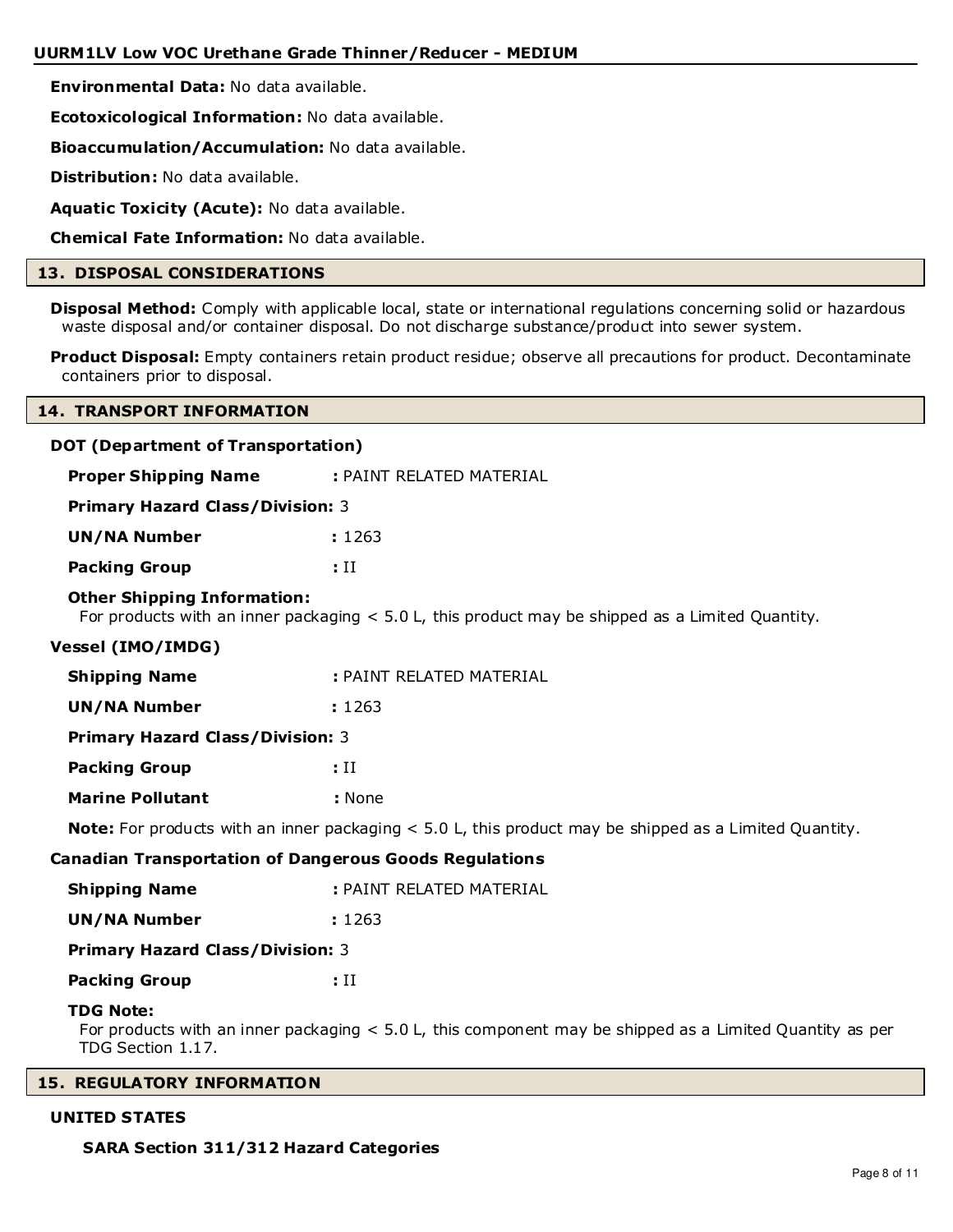**Environmental Data:** No data available.

**Ecotoxicological Information:** No data available.

**Bioaccumulation/Accumulation:** No data available.

**Distribution:** No data available.

**Aquatic Toxicity (Acute):** No data available.

**Chemical Fate Information:** No data available.

## 13. DISPOSAL CONSIDERATIONS

**Disposal Method:** Comply with applicable local, state or international regulations concerning solid or hazardous waste disposal and/or container disposal. Do not discharge substance/product into sewer system.

**Product Disposal:** Empty containers retain product residue; observe all precautions for product. Decontaminate containers prior to disposal.

## 14. TRANSPORT INFORMATION

### DOT (Department of Transportation)

**Proper Shipping Name** : PAINT RELATED MATERIAL

**Primary Hazard Class/Division:** 3

**UN/NA Number** : 1263

**Packing Group** : II

**Other Shipping Information:**
For products with an inner packaging < 5.0 L, this product may be shipped as a Limited Quantity.

### Vessel (IMO/IMDG)

**Shipping Name** : PAINT RELATED MATERIAL

**UN/NA Number** : 1263

**Primary Hazard Class/Division:** 3

**Packing Group** : II

**Marine Pollutant** : None

**Note:** For products with an inner packaging < 5.0 L, this product may be shipped as a Limited Quantity.

### Canadian Transportation of Dangerous Goods Regulations

**Shipping Name** : PAINT RELATED MATERIAL

**UN/NA Number** : 1263

**Primary Hazard Class/Division:** 3

**Packing Group** : II

**TDG Note:**
For products with an inner packaging < 5.0 L, this component may be shipped as a Limited Quantity as per TDG Section 1.17.

## 15. REGULATORY INFORMATION

### UNITED STATES

**SARA Section 311/312 Hazard Categories**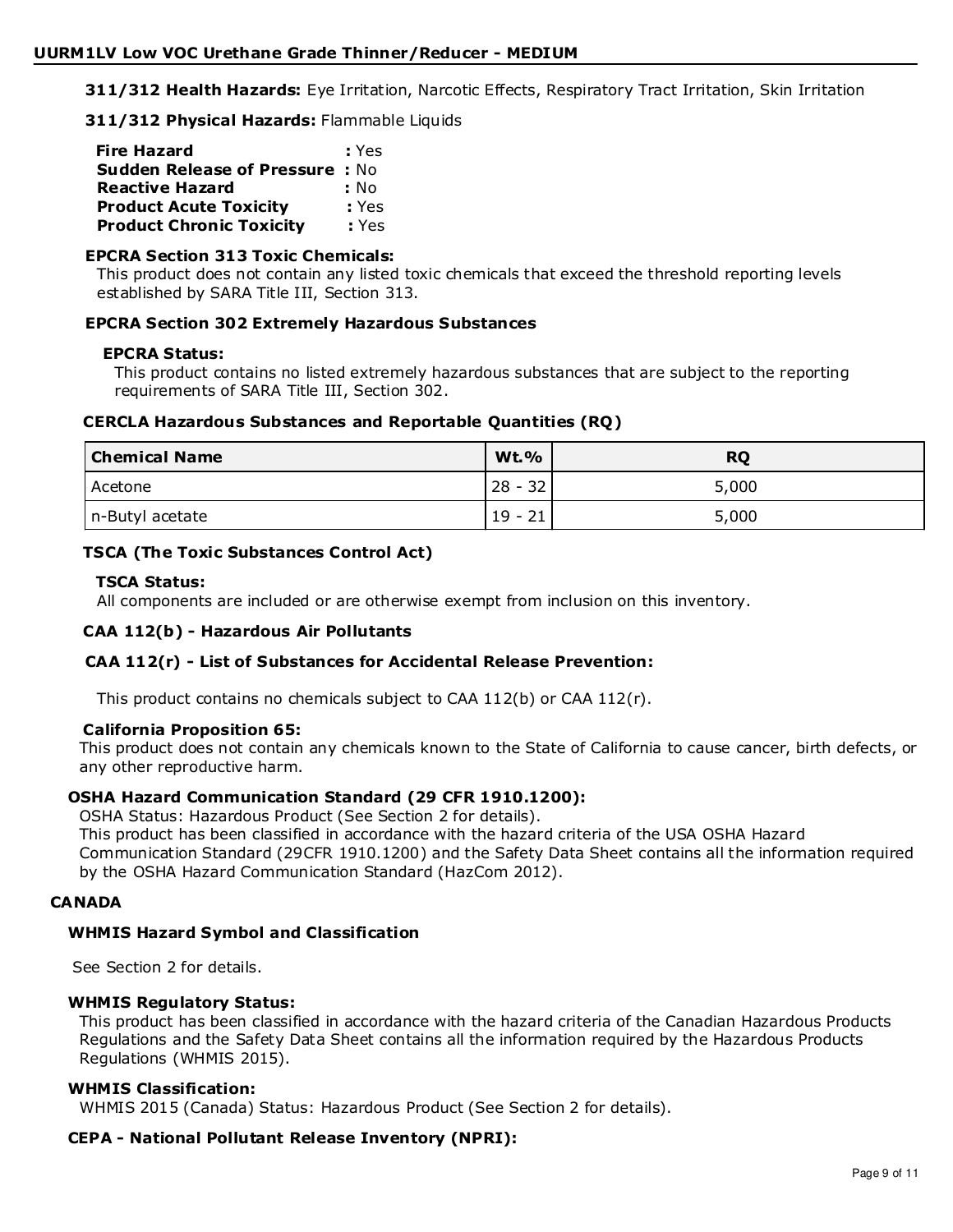**311/312 Health Hazards:** Eye Irritation, Narcotic Effects, Respiratory Tract Irritation, Skin Irritation

**311/312 Physical Hazards:** Flammable Liquids

**Fire Hazard** : Yes
**Sudden Release of Pressure** : No
**Reactive Hazard** : No
**Product Acute Toxicity** : Yes
**Product Chronic Toxicity** : Yes

**EPCRA Section 313 Toxic Chemicals:**
This product does not contain any listed toxic chemicals that exceed the threshold reporting levels established by SARA Title III, Section 313.

**EPCRA Section 302 Extremely Hazardous Substances**

**EPCRA Status:**
This product contains no listed extremely hazardous substances that are subject to the reporting requirements of SARA Title III, Section 302.

**CERCLA Hazardous Substances and Reportable Quantities (RQ)**

| Chemical Name | Wt.% | RQ |
|---|---|---|
| Acetone | 28 - 32 | 5,000 |
| n-Butyl acetate | 19 - 21 | 5,000 |

**TSCA (The Toxic Substances Control Act)**

**TSCA Status:**
All components are included or are otherwise exempt from inclusion on this inventory.

**CAA 112(b) - Hazardous Air Pollutants**

**CAA 112(r) - List of Substances for Accidental Release Prevention:**

This product contains no chemicals subject to CAA 112(b) or CAA 112(r).

**California Proposition 65:**
This product does not contain any chemicals known to the State of California to cause cancer, birth defects, or any other reproductive harm.

**OSHA Hazard Communication Standard (29 CFR 1910.1200):**
OSHA Status: Hazardous Product (See Section 2 for details).
This product has been classified in accordance with the hazard criteria of the USA OSHA Hazard Communication Standard (29CFR 1910.1200) and the Safety Data Sheet contains all the information required by the OSHA Hazard Communication Standard (HazCom 2012).

**CANADA**

**WHMIS Hazard Symbol and Classification**

See Section 2 for details.

**WHMIS Regulatory Status:**
This product has been classified in accordance with the hazard criteria of the Canadian Hazardous Products Regulations and the Safety Data Sheet contains all the information required by the Hazardous Products Regulations (WHMIS 2015).

**WHMIS Classification:**
WHMIS 2015 (Canada) Status: Hazardous Product (See Section 2 for details).

**CEPA - National Pollutant Release Inventory (NPRI):**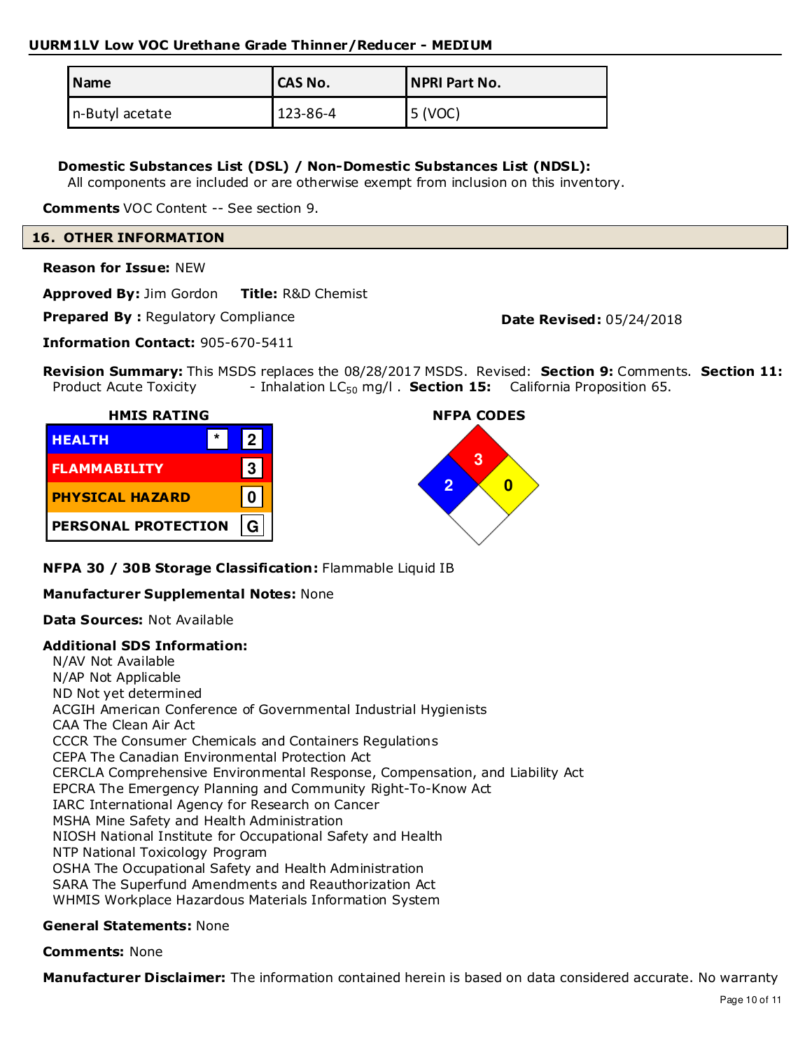| Name | CAS No. | NPRI Part No. |
| --- | --- | --- |
| n-Butyl acetate | 123-86-4 | 5 (VOC) |

**Domestic Substances List (DSL) / Non-Domestic Substances List (NDSL):**
All components are included or are otherwise exempt from inclusion on this inventory.

**Comments** VOC Content -- See section 9.

## 16. OTHER INFORMATION

**Reason for Issue:** NEW

**Approved By:** Jim Gordon **Title:** R&D Chemist

**Prepared By :** Regulatory Compliance

**Date Revised:** 05/24/2018

**Information Contact:** 905-670-5411

**Revision Summary:** This MSDS replaces the 08/28/2017 MSDS. Revised: **Section 9:** Comments. **Section 11:** Product Acute Toxicity - Inhalation $LC_{50}$ mg/l . **Section 15:** California Proposition 65.

**HMIS RATING**

| | | |
| --- | --- | --- |
| HEALTH | * | 2 |
| FLAMMABILITY | | 3 |
| PHYSICAL HAZARD | | 0 |
| PERSONAL PROTECTION | | G |

**NFPA CODES**

Health: 2, Flammability: 3, Instability: 0

**NFPA 30 / 30B Storage Classification:** Flammable Liquid IB

**Manufacturer Supplemental Notes:** None

**Data Sources:** Not Available

**Additional SDS Information:**
N/AV Not Available
N/AP Not Applicable
ND Not yet determined
ACGIH American Conference of Governmental Industrial Hygienists
CAA The Clean Air Act
CCCR The Consumer Chemicals and Containers Regulations
CEPA The Canadian Environmental Protection Act
CERCLA Comprehensive Environmental Response, Compensation, and Liability Act
EPCRA The Emergency Planning and Community Right-To-Know Act
IARC International Agency for Research on Cancer
MSHA Mine Safety and Health Administration
NIOSH National Institute for Occupational Safety and Health
NTP National Toxicology Program
OSHA The Occupational Safety and Health Administration
SARA The Superfund Amendments and Reauthorization Act
WHMIS Workplace Hazardous Materials Information System

**General Statements:** None

**Comments:** None

**Manufacturer Disclaimer:** The information contained herein is based on data considered accurate. No warranty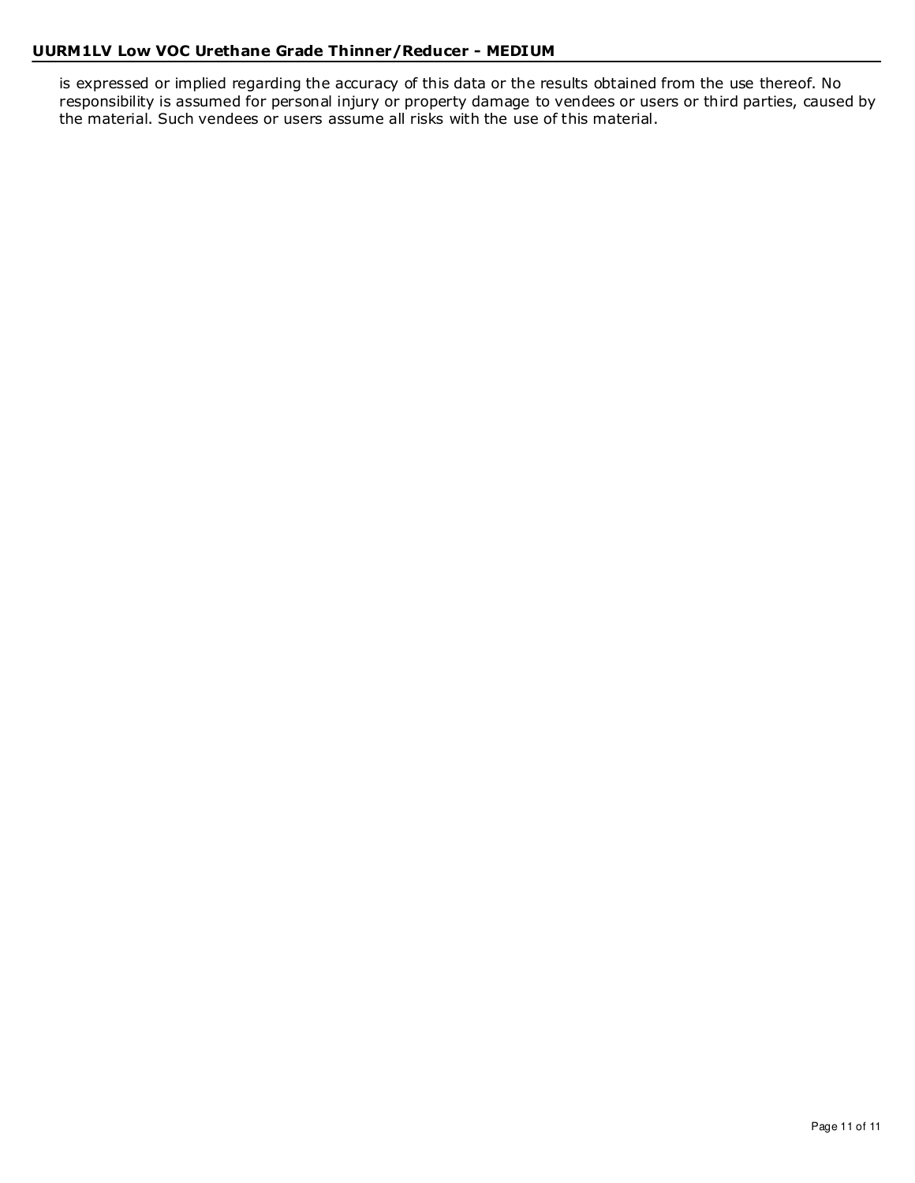is expressed or implied regarding the accuracy of this data or the results obtained from the use thereof. No responsibility is assumed for personal injury or property damage to vendees or users or third parties, caused by the material. Such vendees or users assume all risks with the use of this material.